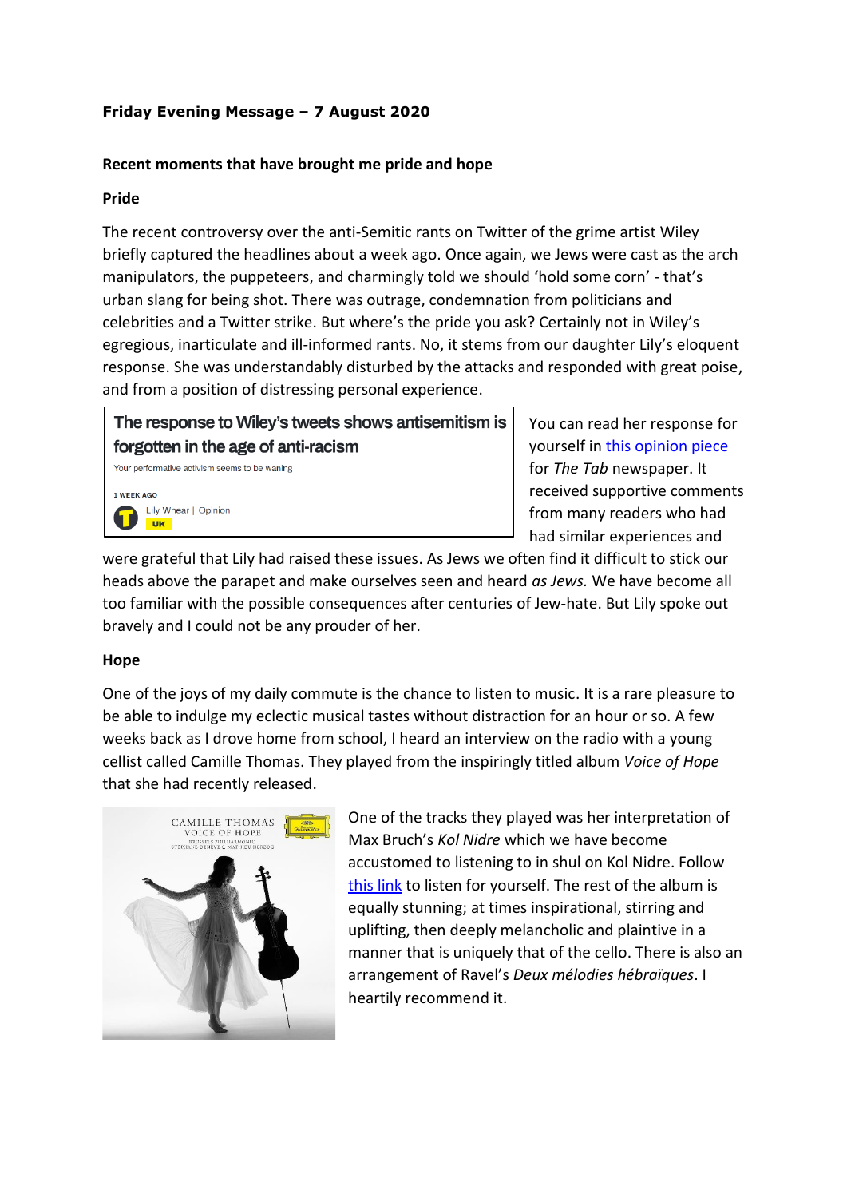**Friday Evening Message – 7 August 2020**

**Recent moments that have brought me pride and hope**

**Pride**

The recent controversy over the anti-Semitic rants on Twitter of the grime artist Wiley briefly captured the headlines about a week ago. Once again, we Jews were cast as the arch manipulators, the puppeteers, and charmingly told we should 'hold some corn' - that's urban slang for being shot. There was outrage, condemnation from politicians and celebrities and a Twitter strike. But where's the pride you ask? Certainly not in Wiley's egregious, inarticulate and ill-informed rants. No, it stems from our daughter Lily's eloquent response. She was understandably disturbed by the attacks and responded with great poise, and from a position of distressing personal experience.

**The response to Wiley's tweets shows antisemitism is forgotten in the age of anti-racism**

Your performative activism seems to be waning

1 WEEK AGO

Lily Whear | Opinion

UK

You can read her response for yourself in [this opinion piece] for *The Tab* newspaper. It received supportive comments from many readers who had had similar experiences and were grateful that Lily had raised these issues. As Jews we often find it difficult to stick our heads above the parapet and make ourselves seen and heard *as Jews.* We have become all too familiar with the possible consequences after centuries of Jew-hate. But Lily spoke out bravely and I could not be any prouder of her.

**Hope**

One of the joys of my daily commute is the chance to listen to music. It is a rare pleasure to be able to indulge my eclectic musical tastes without distraction for an hour or so. A few weeks back as I drove home from school, I heard an interview on the radio with a young cellist called Camille Thomas. They played from the inspiringly titled album *Voice of Hope* that she had recently released.

CAMILLE THOMAS
VOICE OF HOPE
BRUSSELS PHILHARMONIC
STÉPHANE DENÈVE & MATHIEU HERZOG

One of the tracks they played was her interpretation of Max Bruch's *Kol Nidre* which we have become accustomed to listening to in shul on Kol Nidre. Follow [this link] to listen for yourself. The rest of the album is equally stunning; at times inspirational, stirring and uplifting, then deeply melancholic and plaintive in a manner that is uniquely that of the cello. There is also an arrangement of Ravel's *Deux mélodies hébraïques*. I heartily recommend it.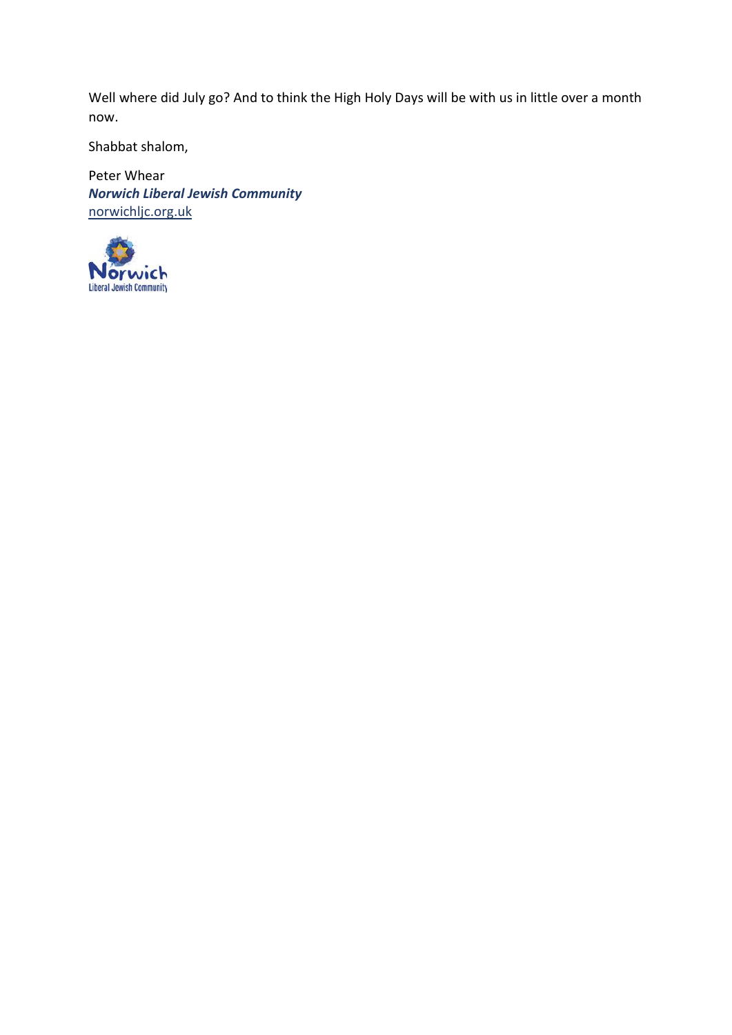Well where did July go? And to think the High Holy Days will be with us in little over a month now.

Shabbat shalom,

Peter Whear
***Norwich Liberal Jewish Community***
norwichljc.org.uk